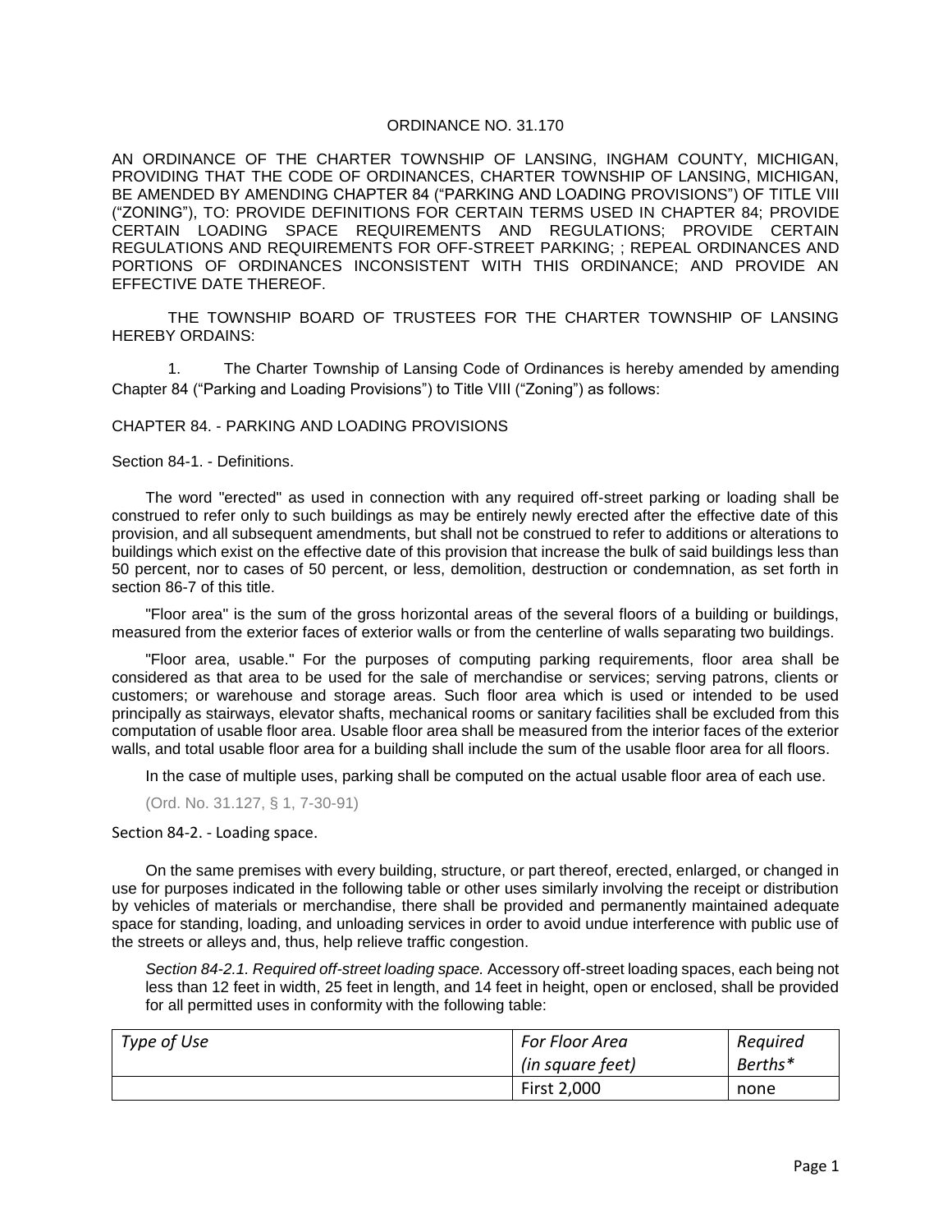ORDINANCE NO. 31.170

AN ORDINANCE OF THE CHARTER TOWNSHIP OF LANSING, INGHAM COUNTY, MICHIGAN, PROVIDING THAT THE CODE OF ORDINANCES, CHARTER TOWNSHIP OF LANSING, MICHIGAN, BE AMENDED BY AMENDING CHAPTER 84 ("PARKING AND LOADING PROVISIONS") OF TITLE VIII ("ZONING"), TO: PROVIDE DEFINITIONS FOR CERTAIN TERMS USED IN CHAPTER 84; PROVIDE CERTAIN LOADING SPACE REQUIREMENTS AND REGULATIONS; PROVIDE CERTAIN REGULATIONS AND REQUIREMENTS FOR OFF-STREET PARKING; ; REPEAL ORDINANCES AND PORTIONS OF ORDINANCES INCONSISTENT WITH THIS ORDINANCE; AND PROVIDE AN EFFECTIVE DATE THEREOF.

THE TOWNSHIP BOARD OF TRUSTEES FOR THE CHARTER TOWNSHIP OF LANSING HEREBY ORDAINS:

1. The Charter Township of Lansing Code of Ordinances is hereby amended by amending Chapter 84 ("Parking and Loading Provisions") to Title VIII ("Zoning") as follows:

CHAPTER 84. - PARKING AND LOADING PROVISIONS

Section 84-1. - Definitions.

The word "erected" as used in connection with any required off-street parking or loading shall be construed to refer only to such buildings as may be entirely newly erected after the effective date of this provision, and all subsequent amendments, but shall not be construed to refer to additions or alterations to buildings which exist on the effective date of this provision that increase the bulk of said buildings less than 50 percent, nor to cases of 50 percent, or less, demolition, destruction or condemnation, as set forth in section 86-7 of this title.

"Floor area" is the sum of the gross horizontal areas of the several floors of a building or buildings, measured from the exterior faces of exterior walls or from the centerline of walls separating two buildings.

"Floor area, usable." For the purposes of computing parking requirements, floor area shall be considered as that area to be used for the sale of merchandise or services; serving patrons, clients or customers; or warehouse and storage areas. Such floor area which is used or intended to be used principally as stairways, elevator shafts, mechanical rooms or sanitary facilities shall be excluded from this computation of usable floor area. Usable floor area shall be measured from the interior faces of the exterior walls, and total usable floor area for a building shall include the sum of the usable floor area for all floors.

In the case of multiple uses, parking shall be computed on the actual usable floor area of each use.

(Ord. No. 31.127, § 1, 7-30-91)

Section 84-2. - Loading space.

On the same premises with every building, structure, or part thereof, erected, enlarged, or changed in use for purposes indicated in the following table or other uses similarly involving the receipt or distribution by vehicles of materials or merchandise, there shall be provided and permanently maintained adequate space for standing, loading, and unloading services in order to avoid undue interference with public use of the streets or alleys and, thus, help relieve traffic congestion.

*Section 84-2.1. Required off-street loading space.* Accessory off-street loading spaces, each being not less than 12 feet in width, 25 feet in length, and 14 feet in height, open or enclosed, shall be provided for all permitted uses in conformity with the following table:

| *Type of Use* | *For Floor Area (in square feet)* | *Required Berths** |
|---|---|---|
| | First 2,000 | none |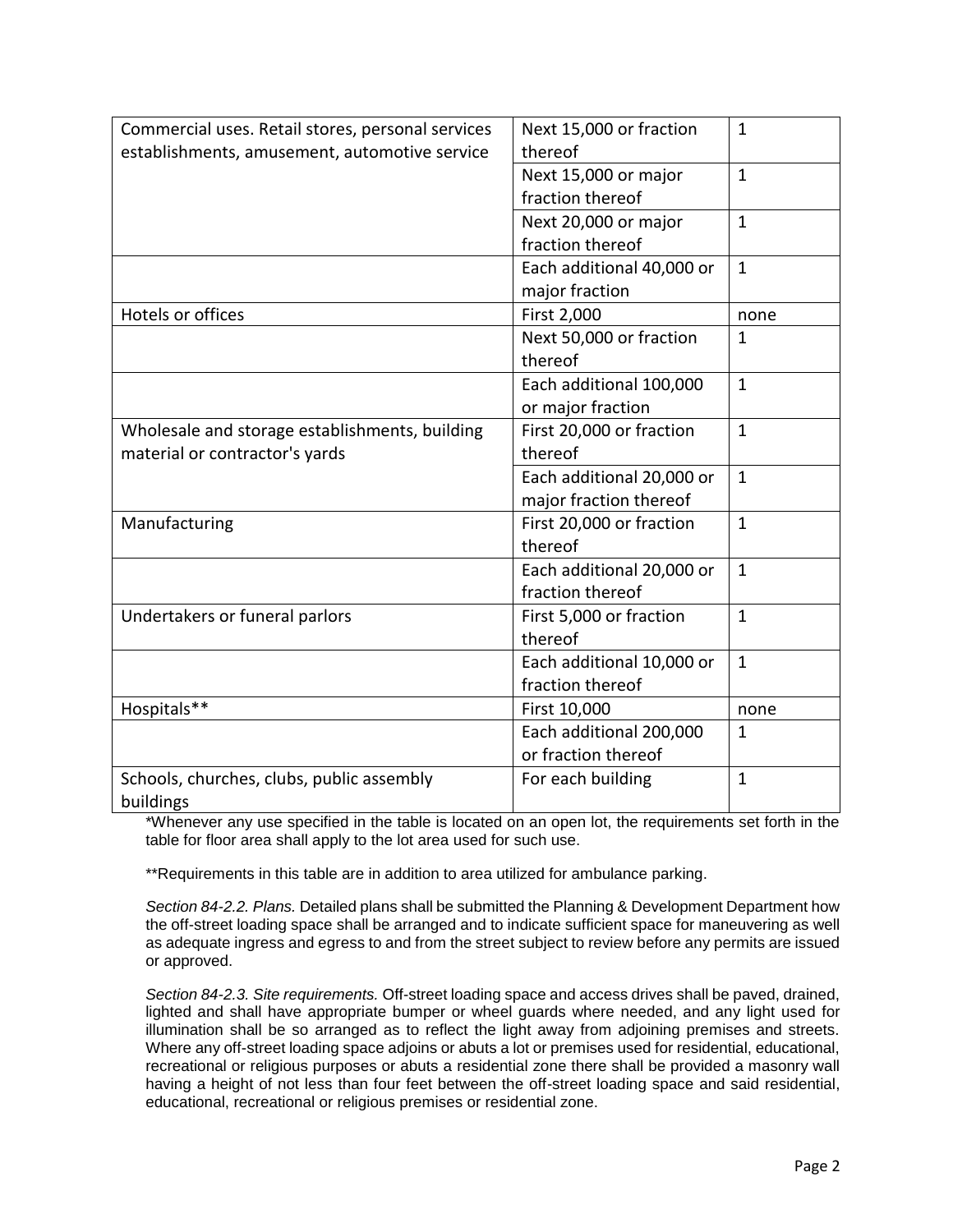| | | |
|---|---|---|
| Commercial uses. Retail stores, personal services establishments, amusement, automotive service | Next 15,000 or fraction thereof | 1 |
| | Next 15,000 or major fraction thereof | 1 |
| | Next 20,000 or major fraction thereof | 1 |
| | Each additional 40,000 or major fraction | 1 |
| Hotels or offices | First 2,000 | none |
| | Next 50,000 or fraction thereof | 1 |
| | Each additional 100,000 or major fraction | 1 |
| Wholesale and storage establishments, building material or contractor's yards | First 20,000 or fraction thereof | 1 |
| | Each additional 20,000 or major fraction thereof | 1 |
| Manufacturing | First 20,000 or fraction thereof | 1 |
| | Each additional 20,000 or fraction thereof | 1 |
| Undertakers or funeral parlors | First 5,000 or fraction thereof | 1 |
| | Each additional 10,000 or fraction thereof | 1 |
| Hospitals** | First 10,000 | none |
| | Each additional 200,000 or fraction thereof | 1 |
| Schools, churches, clubs, public assembly buildings | For each building | 1 |

*Whenever any use specified in the table is located on an open lot, the requirements set forth in the table for floor area shall apply to the lot area used for such use.

**Requirements in this table are in addition to area utilized for ambulance parking.

*Section 84-2.2. Plans.* Detailed plans shall be submitted the Planning & Development Department how the off-street loading space shall be arranged and to indicate sufficient space for maneuvering as well as adequate ingress and egress to and from the street subject to review before any permits are issued or approved.

*Section 84-2.3. Site requirements.* Off-street loading space and access drives shall be paved, drained, lighted and shall have appropriate bumper or wheel guards where needed, and any light used for illumination shall be so arranged as to reflect the light away from adjoining premises and streets. Where any off-street loading space adjoins or abuts a lot or premises used for residential, educational, recreational or religious purposes or abuts a residential zone there shall be provided a masonry wall having a height of not less than four feet between the off-street loading space and said residential, educational, recreational or religious premises or residential zone.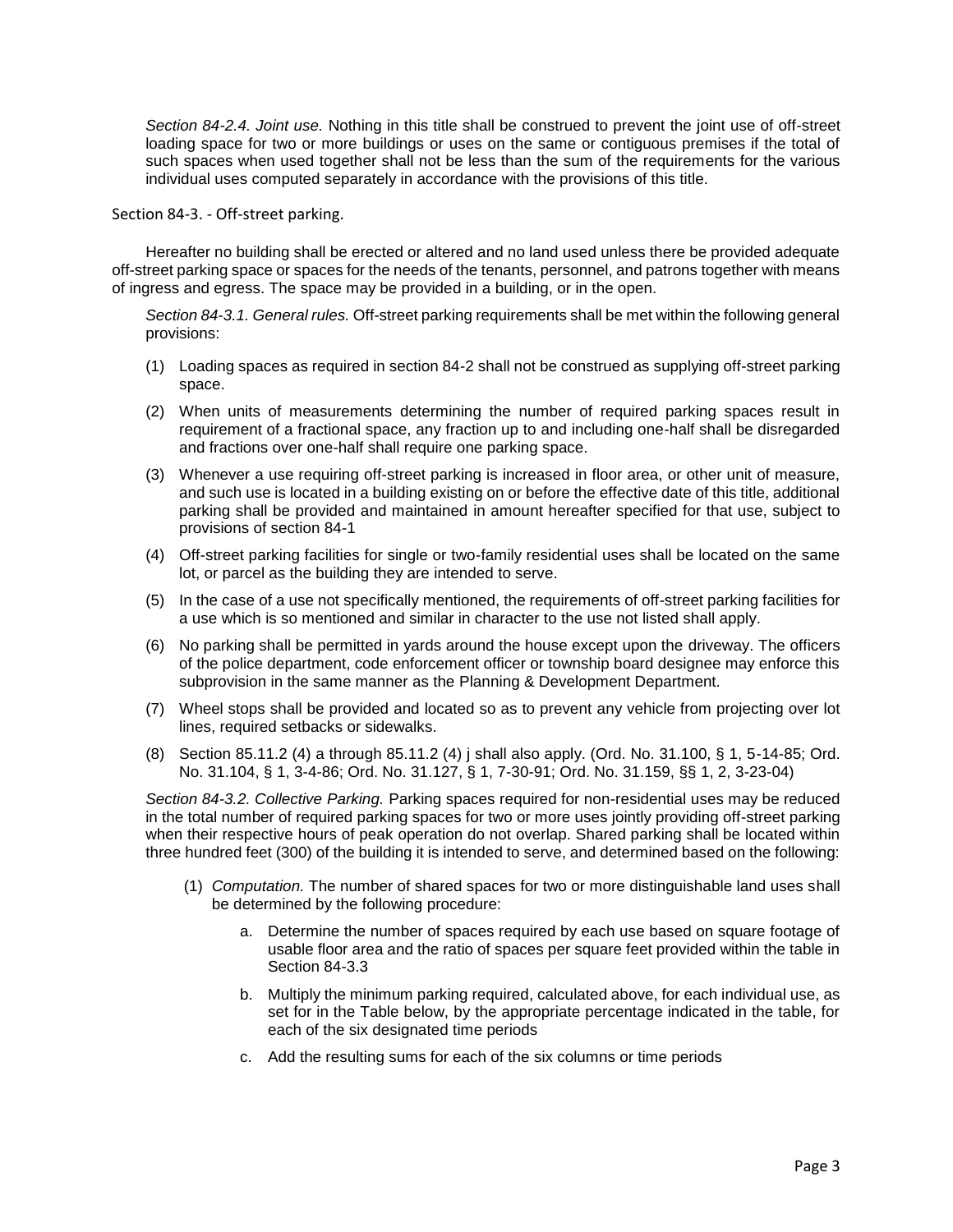*Section 84-2.4. Joint use.* Nothing in this title shall be construed to prevent the joint use of off-street loading space for two or more buildings or uses on the same or contiguous premises if the total of such spaces when used together shall not be less than the sum of the requirements for the various individual uses computed separately in accordance with the provisions of this title.

Section 84-3. - Off-street parking.

Hereafter no building shall be erected or altered and no land used unless there be provided adequate off-street parking space or spaces for the needs of the tenants, personnel, and patrons together with means of ingress and egress. The space may be provided in a building, or in the open.

*Section 84-3.1. General rules.* Off-street parking requirements shall be met within the following general provisions:

(1) Loading spaces as required in section 84-2 shall not be construed as supplying off-street parking space.

(2) When units of measurements determining the number of required parking spaces result in requirement of a fractional space, any fraction up to and including one-half shall be disregarded and fractions over one-half shall require one parking space.

(3) Whenever a use requiring off-street parking is increased in floor area, or other unit of measure, and such use is located in a building existing on or before the effective date of this title, additional parking shall be provided and maintained in amount hereafter specified for that use, subject to provisions of section 84-1

(4) Off-street parking facilities for single or two-family residential uses shall be located on the same lot, or parcel as the building they are intended to serve.

(5) In the case of a use not specifically mentioned, the requirements of off-street parking facilities for a use which is so mentioned and similar in character to the use not listed shall apply.

(6) No parking shall be permitted in yards around the house except upon the driveway. The officers of the police department, code enforcement officer or township board designee may enforce this subprovision in the same manner as the Planning & Development Department.

(7) Wheel stops shall be provided and located so as to prevent any vehicle from projecting over lot lines, required setbacks or sidewalks.

(8) Section 85.11.2 (4) a through 85.11.2 (4) j shall also apply. (Ord. No. 31.100, § 1, 5-14-85; Ord. No. 31.104, § 1, 3-4-86; Ord. No. 31.127, § 1, 7-30-91; Ord. No. 31.159, §§ 1, 2, 3-23-04)

*Section 84-3.2. Collective Parking.* Parking spaces required for non-residential uses may be reduced in the total number of required parking spaces for two or more uses jointly providing off-street parking when their respective hours of peak operation do not overlap. Shared parking shall be located within three hundred feet (300) of the building it is intended to serve, and determined based on the following:

(1) *Computation.* The number of shared spaces for two or more distinguishable land uses shall be determined by the following procedure:

   a. Determine the number of spaces required by each use based on square footage of usable floor area and the ratio of spaces per square feet provided within the table in Section 84-3.3

   b. Multiply the minimum parking required, calculated above, for each individual use, as set for in the Table below, by the appropriate percentage indicated in the table, for each of the six designated time periods

   c. Add the resulting sums for each of the six columns or time periods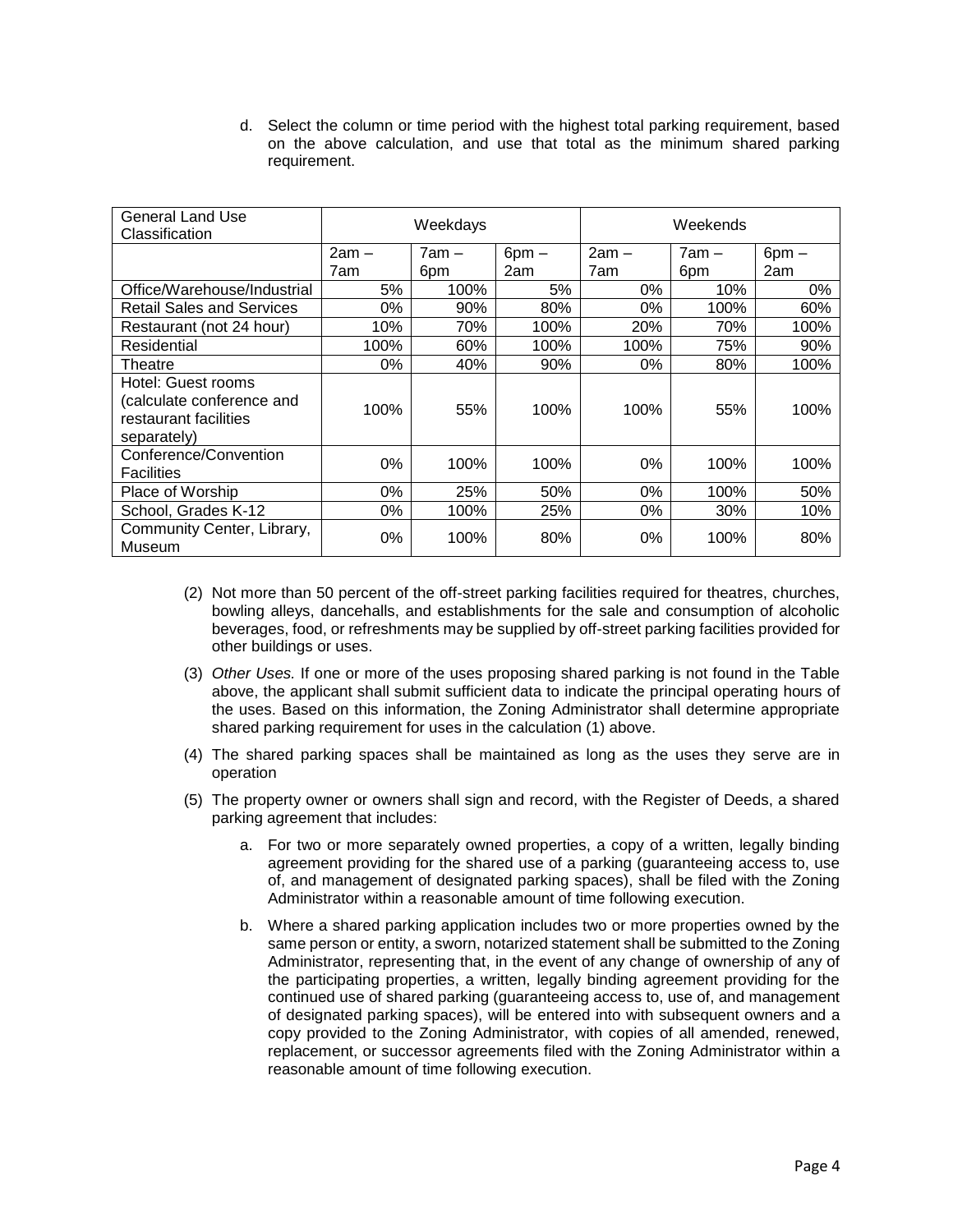d. Select the column or time period with the highest total parking requirement, based on the above calculation, and use that total as the minimum shared parking requirement.

| General Land Use Classification | Weekdays | | | Weekends | | |
|---|---|---|---|---|---|---|
| | 2am – 7am | 7am – 6pm | 6pm – 2am | 2am – 7am | 7am – 6pm | 6pm – 2am |
| Office/Warehouse/Industrial | 5% | 100% | 5% | 0% | 10% | 0% |
| Retail Sales and Services | 0% | 90% | 80% | 0% | 100% | 60% |
| Restaurant (not 24 hour) | 10% | 70% | 100% | 20% | 70% | 100% |
| Residential | 100% | 60% | 100% | 100% | 75% | 90% |
| Theatre | 0% | 40% | 90% | 0% | 80% | 100% |
| Hotel: Guest rooms (calculate conference and restaurant facilities separately) | 100% | 55% | 100% | 100% | 55% | 100% |
| Conference/Convention Facilities | 0% | 100% | 100% | 0% | 100% | 100% |
| Place of Worship | 0% | 25% | 50% | 0% | 100% | 50% |
| School, Grades K-12 | 0% | 100% | 25% | 0% | 30% | 10% |
| Community Center, Library, Museum | 0% | 100% | 80% | 0% | 100% | 80% |

(2) Not more than 50 percent of the off-street parking facilities required for theatres, churches, bowling alleys, dancehalls, and establishments for the sale and consumption of alcoholic beverages, food, or refreshments may be supplied by off-street parking facilities provided for other buildings or uses.

(3) *Other Uses.* If one or more of the uses proposing shared parking is not found in the Table above, the applicant shall submit sufficient data to indicate the principal operating hours of the uses. Based on this information, the Zoning Administrator shall determine appropriate shared parking requirement for uses in the calculation (1) above.

(4) The shared parking spaces shall be maintained as long as the uses they serve are in operation

(5) The property owner or owners shall sign and record, with the Register of Deeds, a shared parking agreement that includes:

a. For two or more separately owned properties, a copy of a written, legally binding agreement providing for the shared use of a parking (guaranteeing access to, use of, and management of designated parking spaces), shall be filed with the Zoning Administrator within a reasonable amount of time following execution.

b. Where a shared parking application includes two or more properties owned by the same person or entity, a sworn, notarized statement shall be submitted to the Zoning Administrator, representing that, in the event of any change of ownership of any of the participating properties, a written, legally binding agreement providing for the continued use of shared parking (guaranteeing access to, use of, and management of designated parking spaces), will be entered into with subsequent owners and a copy provided to the Zoning Administrator, with copies of all amended, renewed, replacement, or successor agreements filed with the Zoning Administrator within a reasonable amount of time following execution.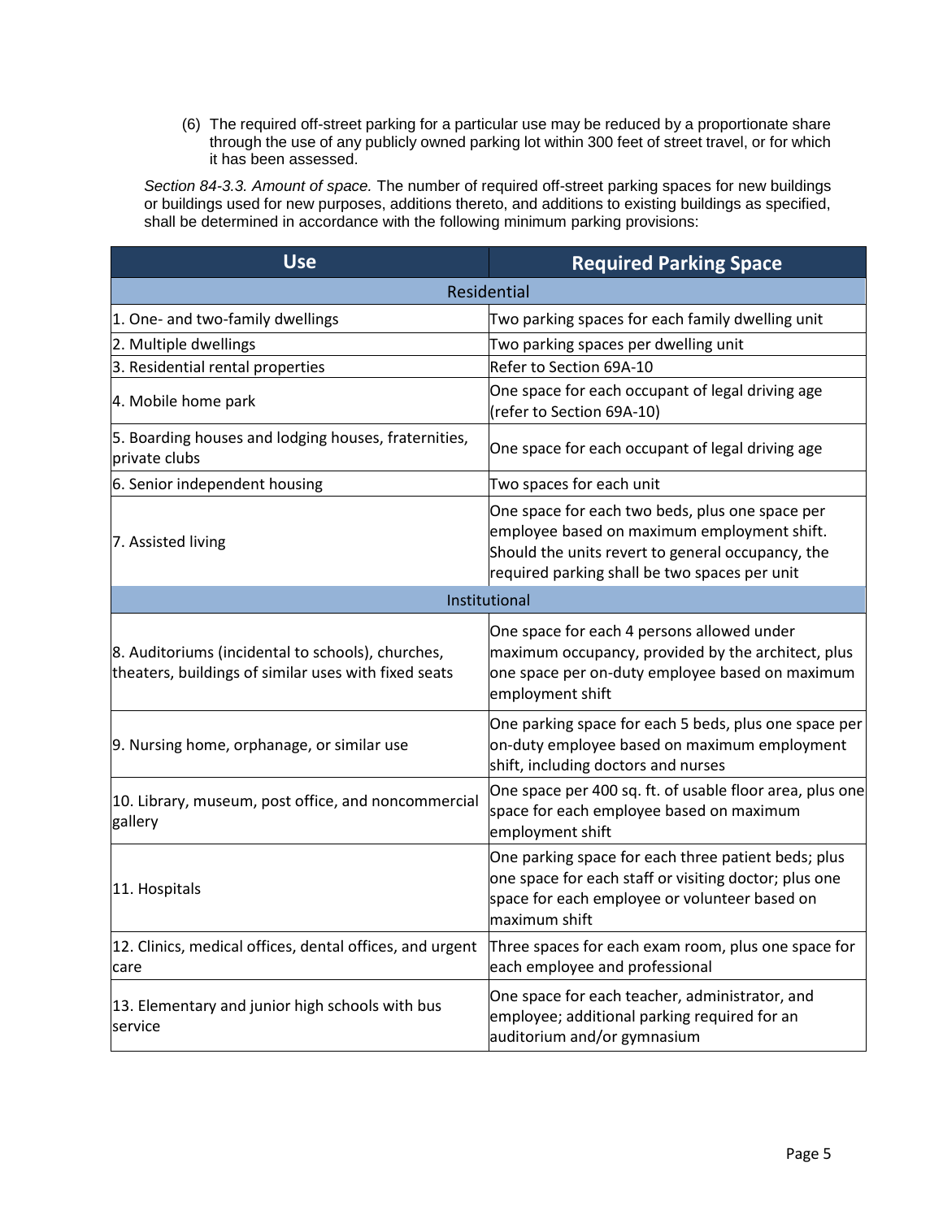(6) The required off-street parking for a particular use may be reduced by a proportionate share through the use of any publicly owned parking lot within 300 feet of street travel, or for which it has been assessed.

*Section 84-3.3. Amount of space.* The number of required off-street parking spaces for new buildings or buildings used for new purposes, additions thereto, and additions to existing buildings as specified, shall be determined in accordance with the following minimum parking provisions:

| Use | Required Parking Space |
| --- | --- |
| **Residential** | |
| 1. One- and two-family dwellings | Two parking spaces for each family dwelling unit |
| 2. Multiple dwellings | Two parking spaces per dwelling unit |
| 3. Residential rental properties | Refer to Section 69A-10 |
| 4. Mobile home park | One space for each occupant of legal driving age (refer to Section 69A-10) |
| 5. Boarding houses and lodging houses, fraternities, private clubs | One space for each occupant of legal driving age |
| 6. Senior independent housing | Two spaces for each unit |
| 7. Assisted living | One space for each two beds, plus one space per employee based on maximum employment shift. Should the units revert to general occupancy, the required parking shall be two spaces per unit |
| **Institutional** | |
| 8. Auditoriums (incidental to schools), churches, theaters, buildings of similar uses with fixed seats | One space for each 4 persons allowed under maximum occupancy, provided by the architect, plus one space per on-duty employee based on maximum employment shift |
| 9. Nursing home, orphanage, or similar use | One parking space for each 5 beds, plus one space per on-duty employee based on maximum employment shift, including doctors and nurses |
| 10. Library, museum, post office, and noncommercial gallery | One space per 400 sq. ft. of usable floor area, plus one space for each employee based on maximum employment shift |
| 11. Hospitals | One parking space for each three patient beds; plus one space for each staff or visiting doctor; plus one space for each employee or volunteer based on maximum shift |
| 12. Clinics, medical offices, dental offices, and urgent care | Three spaces for each exam room, plus one space for each employee and professional |
| 13. Elementary and junior high schools with bus service | One space for each teacher, administrator, and employee; additional parking required for an auditorium and/or gymnasium |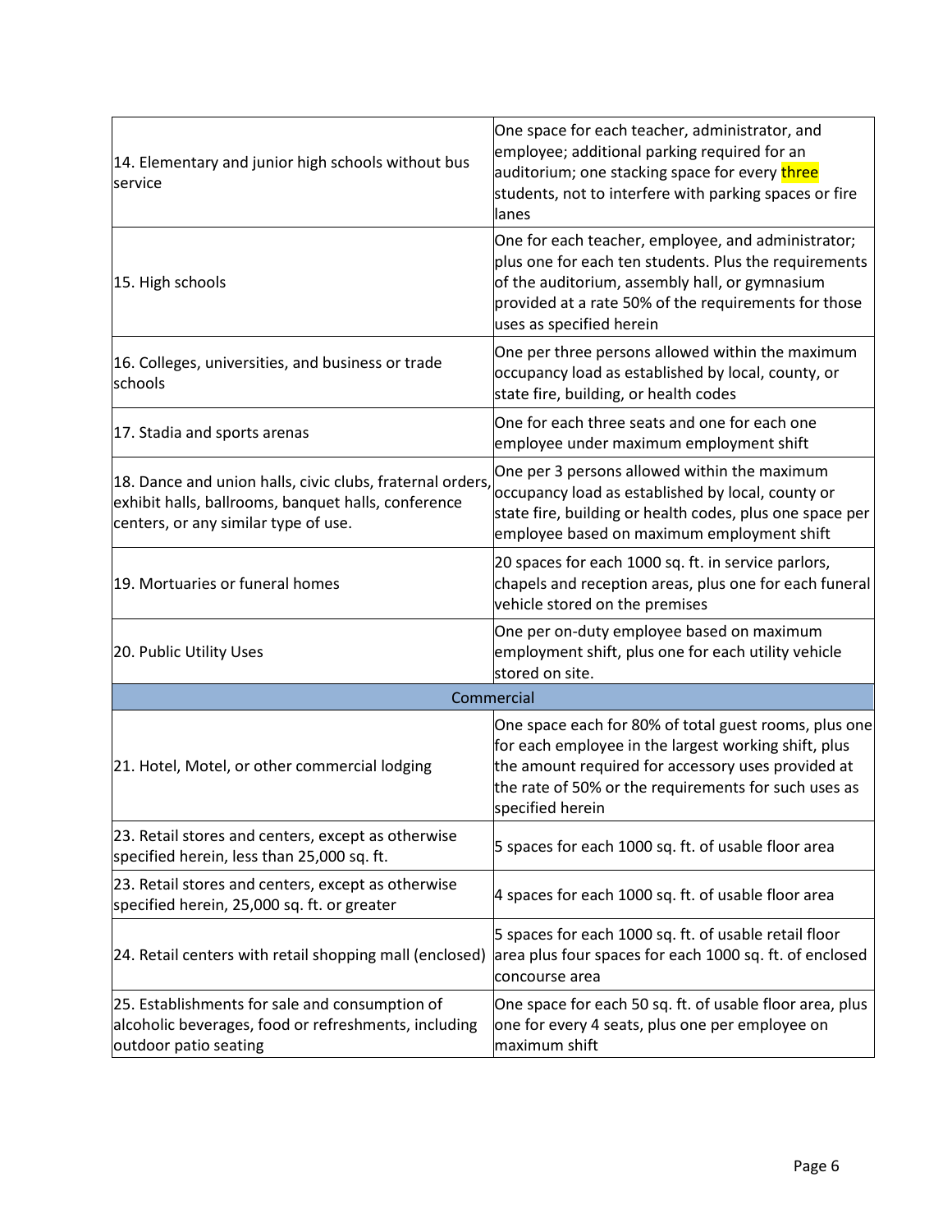| | |
|---|---|
| 14. Elementary and junior high schools without bus service | One space for each teacher, administrator, and employee; additional parking required for an auditorium; one stacking space for every three students, not to interfere with parking spaces or fire lanes |
| 15. High schools | One for each teacher, employee, and administrator; plus one for each ten students. Plus the requirements of the auditorium, assembly hall, or gymnasium provided at a rate 50% of the requirements for those uses as specified herein |
| 16. Colleges, universities, and business or trade schools | One per three persons allowed within the maximum occupancy load as established by local, county, or state fire, building, or health codes |
| 17. Stadia and sports arenas | One for each three seats and one for each one employee under maximum employment shift |
| 18. Dance and union halls, civic clubs, fraternal orders, exhibit halls, ballrooms, banquet halls, conference centers, or any similar type of use. | One per 3 persons allowed within the maximum occupancy load as established by local, county or state fire, building or health codes, plus one space per employee based on maximum employment shift |
| 19. Mortuaries or funeral homes | 20 spaces for each 1000 sq. ft. in service parlors, chapels and reception areas, plus one for each funeral vehicle stored on the premises |
| 20. Public Utility Uses | One per on-duty employee based on maximum employment shift, plus one for each utility vehicle stored on site. |
| **Commercial** | |
| 21. Hotel, Motel, or other commercial lodging | One space each for 80% of total guest rooms, plus one for each employee in the largest working shift, plus the amount required for accessory uses provided at the rate of 50% or the requirements for such uses as specified herein |
| 23. Retail stores and centers, except as otherwise specified herein, less than 25,000 sq. ft. | 5 spaces for each 1000 sq. ft. of usable floor area |
| 23. Retail stores and centers, except as otherwise specified herein, 25,000 sq. ft. or greater | 4 spaces for each 1000 sq. ft. of usable floor area |
| 24. Retail centers with retail shopping mall (enclosed) | 5 spaces for each 1000 sq. ft. of usable retail floor area plus four spaces for each 1000 sq. ft. of enclosed concourse area |
| 25. Establishments for sale and consumption of alcoholic beverages, food or refreshments, including outdoor patio seating | One space for each 50 sq. ft. of usable floor area, plus one for every 4 seats, plus one per employee on maximum shift |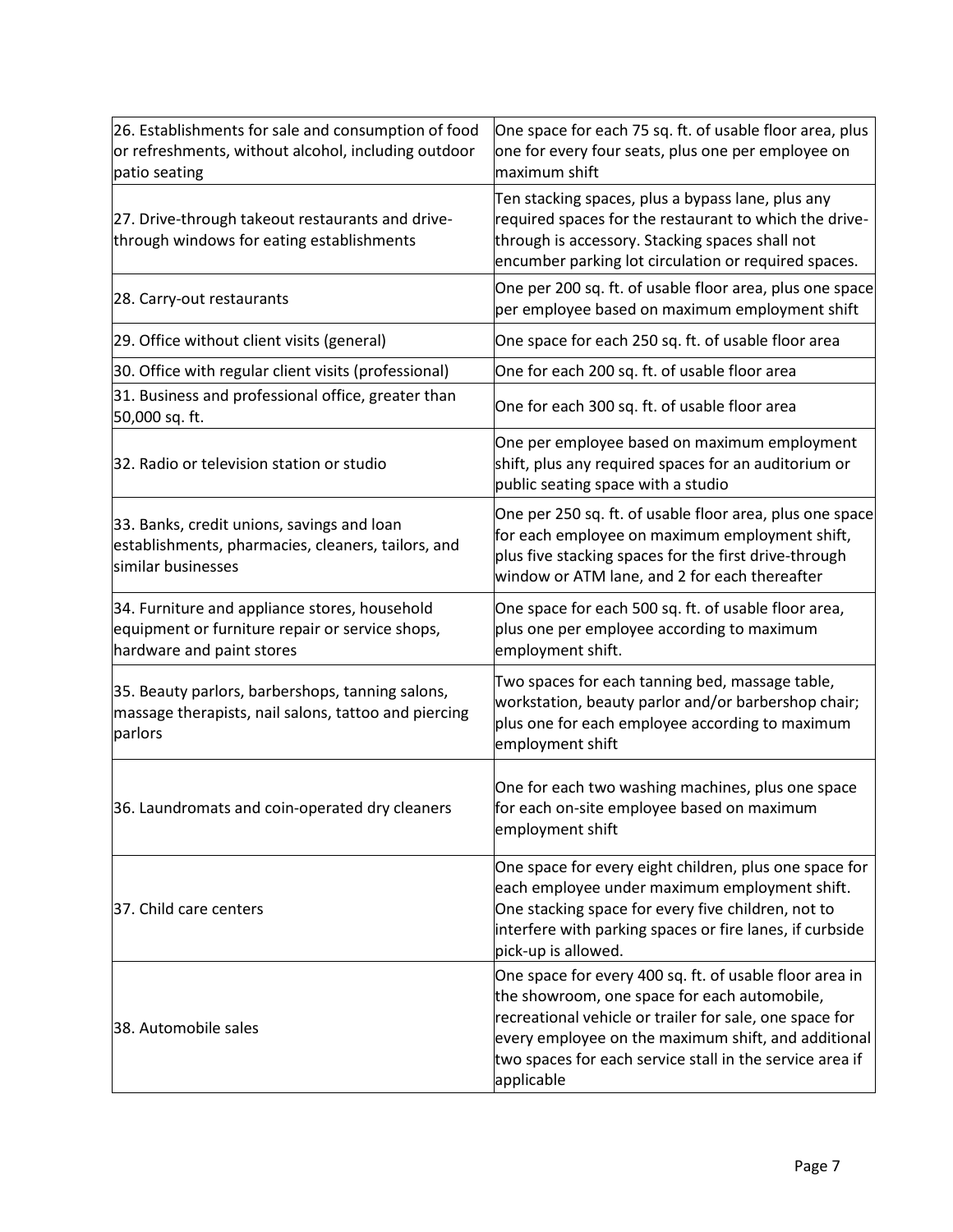| | |
|---|---|
| 26. Establishments for sale and consumption of food or refreshments, without alcohol, including outdoor patio seating | One space for each 75 sq. ft. of usable floor area, plus one for every four seats, plus one per employee on maximum shift |
| 27. Drive-through takeout restaurants and drive-through windows for eating establishments | Ten stacking spaces, plus a bypass lane, plus any required spaces for the restaurant to which the drive-through is accessory. Stacking spaces shall not encumber parking lot circulation or required spaces. |
| 28. Carry-out restaurants | One per 200 sq. ft. of usable floor area, plus one space per employee based on maximum employment shift |
| 29. Office without client visits (general) | One space for each 250 sq. ft. of usable floor area |
| 30. Office with regular client visits (professional) | One for each 200 sq. ft. of usable floor area |
| 31. Business and professional office, greater than 50,000 sq. ft. | One for each 300 sq. ft. of usable floor area |
| 32. Radio or television station or studio | One per employee based on maximum employment shift, plus any required spaces for an auditorium or public seating space with a studio |
| 33. Banks, credit unions, savings and loan establishments, pharmacies, cleaners, tailors, and similar businesses | One per 250 sq. ft. of usable floor area, plus one space for each employee on maximum employment shift, plus five stacking spaces for the first drive-through window or ATM lane, and 2 for each thereafter |
| 34. Furniture and appliance stores, household equipment or furniture repair or service shops, hardware and paint stores | One space for each 500 sq. ft. of usable floor area, plus one per employee according to maximum employment shift. |
| 35. Beauty parlors, barbershops, tanning salons, massage therapists, nail salons, tattoo and piercing parlors | Two spaces for each tanning bed, massage table, workstation, beauty parlor and/or barbershop chair; plus one for each employee according to maximum employment shift |
| 36. Laundromats and coin-operated dry cleaners | One for each two washing machines, plus one space for each on-site employee based on maximum employment shift |
| 37. Child care centers | One space for every eight children, plus one space for each employee under maximum employment shift. One stacking space for every five children, not to interfere with parking spaces or fire lanes, if curbside pick-up is allowed. |
| 38. Automobile sales | One space for every 400 sq. ft. of usable floor area in the showroom, one space for each automobile, recreational vehicle or trailer for sale, one space for every employee on the maximum shift, and additional two spaces for each service stall in the service area if applicable |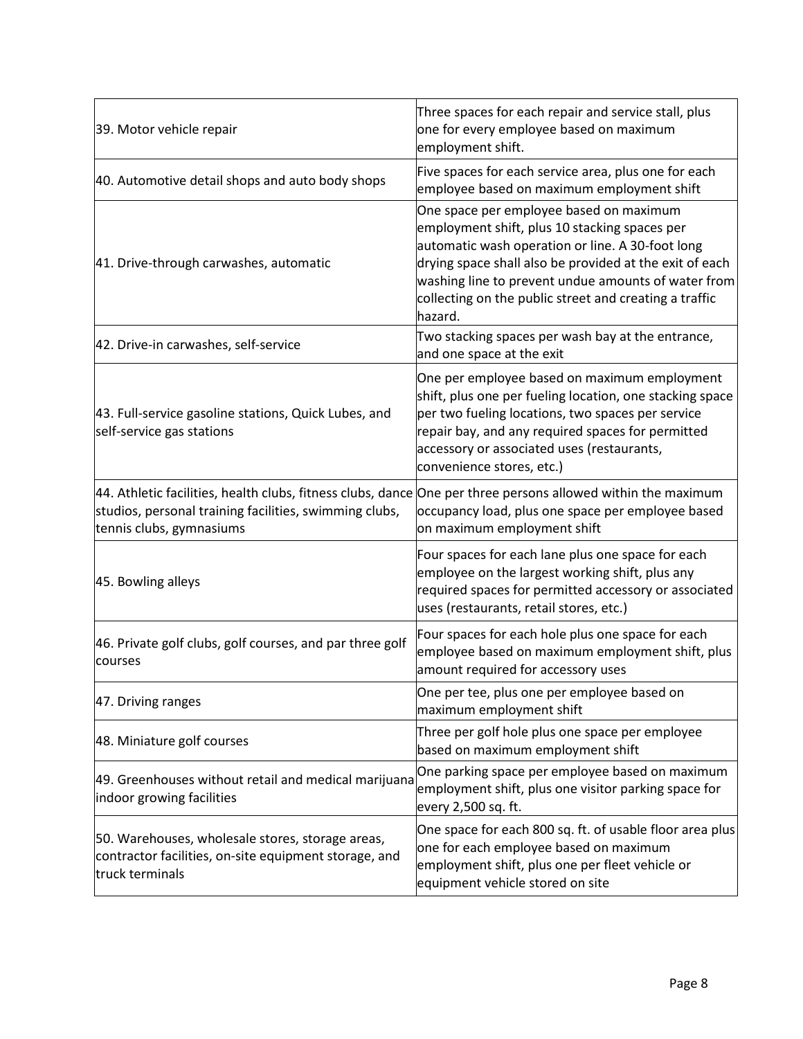| | |
|---|---|
| 39. Motor vehicle repair | Three spaces for each repair and service stall, plus one for every employee based on maximum employment shift. |
| 40. Automotive detail shops and auto body shops | Five spaces for each service area, plus one for each employee based on maximum employment shift |
| 41. Drive-through carwashes, automatic | One space per employee based on maximum employment shift, plus 10 stacking spaces per automatic wash operation or line. A 30-foot long drying space shall also be provided at the exit of each washing line to prevent undue amounts of water from collecting on the public street and creating a traffic hazard. |
| 42. Drive-in carwashes, self-service | Two stacking spaces per wash bay at the entrance, and one space at the exit |
| 43. Full-service gasoline stations, Quick Lubes, and self-service gas stations | One per employee based on maximum employment shift, plus one per fueling location, one stacking space per two fueling locations, two spaces per service repair bay, and any required spaces for permitted accessory or associated uses (restaurants, convenience stores, etc.) |
| 44. Athletic facilities, health clubs, fitness clubs, dance studios, personal training facilities, swimming clubs, tennis clubs, gymnasiums | One per three persons allowed within the maximum occupancy load, plus one space per employee based on maximum employment shift |
| 45. Bowling alleys | Four spaces for each lane plus one space for each employee on the largest working shift, plus any required spaces for permitted accessory or associated uses (restaurants, retail stores, etc.) |
| 46. Private golf clubs, golf courses, and par three golf courses | Four spaces for each hole plus one space for each employee based on maximum employment shift, plus amount required for accessory uses |
| 47. Driving ranges | One per tee, plus one per employee based on maximum employment shift |
| 48. Miniature golf courses | Three per golf hole plus one space per employee based on maximum employment shift |
| 49. Greenhouses without retail and medical marijuana indoor growing facilities | One parking space per employee based on maximum employment shift, plus one visitor parking space for every 2,500 sq. ft. |
| 50. Warehouses, wholesale stores, storage areas, contractor facilities, on-site equipment storage, and truck terminals | One space for each 800 sq. ft. of usable floor area plus one for each employee based on maximum employment shift, plus one per fleet vehicle or equipment vehicle stored on site |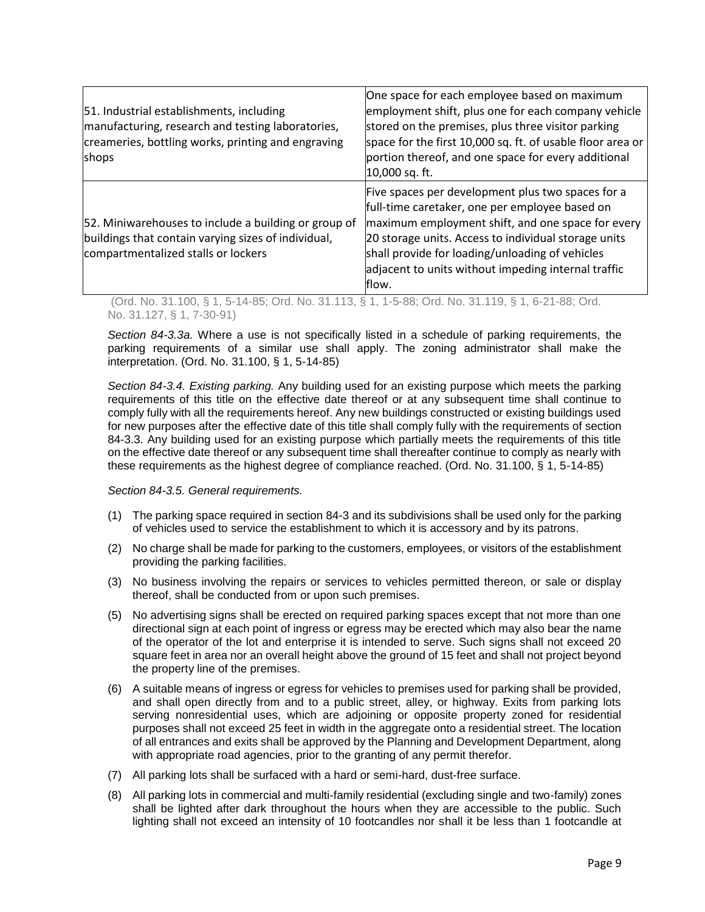| | |
|---|---|
| 51. Industrial establishments, including manufacturing, research and testing laboratories, creameries, bottling works, printing and engraving shops | One space for each employee based on maximum employment shift, plus one for each company vehicle stored on the premises, plus three visitor parking space for the first 10,000 sq. ft. of usable floor area or portion thereof, and one space for every additional 10,000 sq. ft. |
| 52. Miniwarehouses to include a building or group of buildings that contain varying sizes of individual, compartmentalized stalls or lockers | Five spaces per development plus two spaces for a full-time caretaker, one per employee based on maximum employment shift, and one space for every 20 storage units. Access to individual storage units shall provide for loading/unloading of vehicles adjacent to units without impeding internal traffic flow. |

(Ord. No. 31.100, § 1, 5-14-85; Ord. No. 31.113, § 1, 1-5-88; Ord. No. 31.119, § 1, 6-21-88; Ord. No. 31.127, § 1, 7-30-91)

*Section 84-3.3a.* Where a use is not specifically listed in a schedule of parking requirements, the parking requirements of a similar use shall apply. The zoning administrator shall make the interpretation. (Ord. No. 31.100, § 1, 5-14-85)

*Section 84-3.4. Existing parking.* Any building used for an existing purpose which meets the parking requirements of this title on the effective date thereof or at any subsequent time shall continue to comply fully with all the requirements hereof. Any new buildings constructed or existing buildings used for new purposes after the effective date of this title shall comply fully with the requirements of section 84-3.3. Any building used for an existing purpose which partially meets the requirements of this title on the effective date thereof or any subsequent time shall thereafter continue to comply as nearly with these requirements as the highest degree of compliance reached. (Ord. No. 31.100, § 1, 5-14-85)

*Section 84-3.5. General requirements.*

(1) The parking space required in section 84-3 and its subdivisions shall be used only for the parking of vehicles used to service the establishment to which it is accessory and by its patrons.

(2) No charge shall be made for parking to the customers, employees, or visitors of the establishment providing the parking facilities.

(3) No business involving the repairs or services to vehicles permitted thereon, or sale or display thereof, shall be conducted from or upon such premises.

(5) No advertising signs shall be erected on required parking spaces except that not more than one directional sign at each point of ingress or egress may be erected which may also bear the name of the operator of the lot and enterprise it is intended to serve. Such signs shall not exceed 20 square feet in area nor an overall height above the ground of 15 feet and shall not project beyond the property line of the premises.

(6) A suitable means of ingress or egress for vehicles to premises used for parking shall be provided, and shall open directly from and to a public street, alley, or highway. Exits from parking lots serving nonresidential uses, which are adjoining or opposite property zoned for residential purposes shall not exceed 25 feet in width in the aggregate onto a residential street. The location of all entrances and exits shall be approved by the Planning and Development Department, along with appropriate road agencies, prior to the granting of any permit therefor.

(7) All parking lots shall be surfaced with a hard or semi-hard, dust-free surface.

(8) All parking lots in commercial and multi-family residential (excluding single and two-family) zones shall be lighted after dark throughout the hours when they are accessible to the public. Such lighting shall not exceed an intensity of 10 footcandles nor shall it be less than 1 footcandle at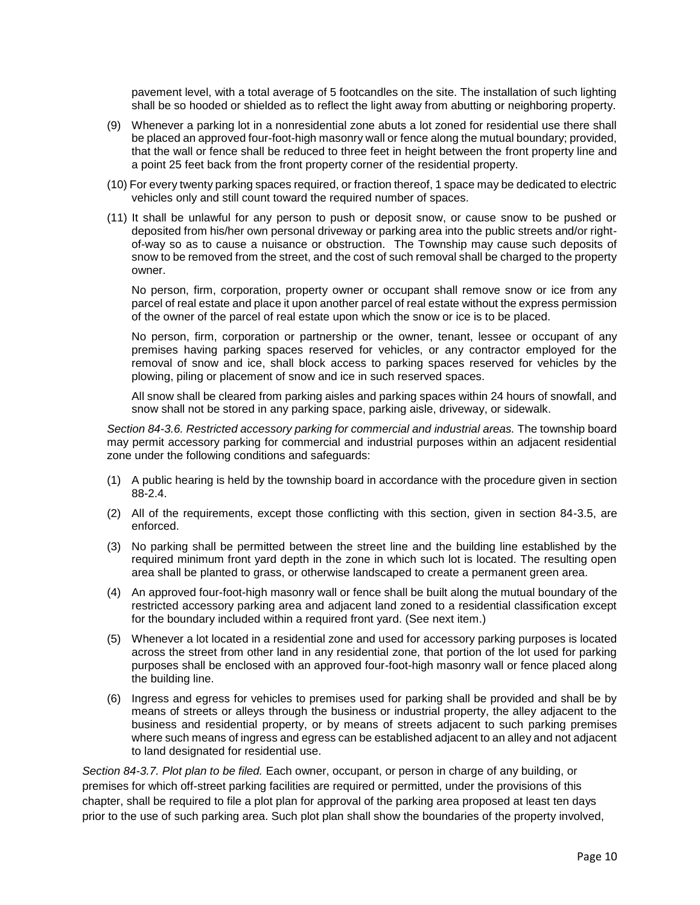pavement level, with a total average of 5 footcandles on the site. The installation of such lighting shall be so hooded or shielded as to reflect the light away from abutting or neighboring property.

(9) Whenever a parking lot in a nonresidential zone abuts a lot zoned for residential use there shall be placed an approved four-foot-high masonry wall or fence along the mutual boundary; provided, that the wall or fence shall be reduced to three feet in height between the front property line and a point 25 feet back from the front property corner of the residential property.

(10) For every twenty parking spaces required, or fraction thereof, 1 space may be dedicated to electric vehicles only and still count toward the required number of spaces.

(11) It shall be unlawful for any person to push or deposit snow, or cause snow to be pushed or deposited from his/her own personal driveway or parking area into the public streets and/or right-of-way so as to cause a nuisance or obstruction. The Township may cause such deposits of snow to be removed from the street, and the cost of such removal shall be charged to the property owner.

No person, firm, corporation, property owner or occupant shall remove snow or ice from any parcel of real estate and place it upon another parcel of real estate without the express permission of the owner of the parcel of real estate upon which the snow or ice is to be placed.

No person, firm, corporation or partnership or the owner, tenant, lessee or occupant of any premises having parking spaces reserved for vehicles, or any contractor employed for the removal of snow and ice, shall block access to parking spaces reserved for vehicles by the plowing, piling or placement of snow and ice in such reserved spaces.

All snow shall be cleared from parking aisles and parking spaces within 24 hours of snowfall, and snow shall not be stored in any parking space, parking aisle, driveway, or sidewalk.

*Section 84-3.6. Restricted accessory parking for commercial and industrial areas.* The township board may permit accessory parking for commercial and industrial purposes within an adjacent residential zone under the following conditions and safeguards:

(1) A public hearing is held by the township board in accordance with the procedure given in section 88-2.4.

(2) All of the requirements, except those conflicting with this section, given in section 84-3.5, are enforced.

(3) No parking shall be permitted between the street line and the building line established by the required minimum front yard depth in the zone in which such lot is located. The resulting open area shall be planted to grass, or otherwise landscaped to create a permanent green area.

(4) An approved four-foot-high masonry wall or fence shall be built along the mutual boundary of the restricted accessory parking area and adjacent land zoned to a residential classification except for the boundary included within a required front yard. (See next item.)

(5) Whenever a lot located in a residential zone and used for accessory parking purposes is located across the street from other land in any residential zone, that portion of the lot used for parking purposes shall be enclosed with an approved four-foot-high masonry wall or fence placed along the building line.

(6) Ingress and egress for vehicles to premises used for parking shall be provided and shall be by means of streets or alleys through the business or industrial property, the alley adjacent to the business and residential property, or by means of streets adjacent to such parking premises where such means of ingress and egress can be established adjacent to an alley and not adjacent to land designated for residential use.

*Section 84-3.7. Plot plan to be filed.* Each owner, occupant, or person in charge of any building, or premises for which off-street parking facilities are required or permitted, under the provisions of this chapter, shall be required to file a plot plan for approval of the parking area proposed at least ten days prior to the use of such parking area. Such plot plan shall show the boundaries of the property involved,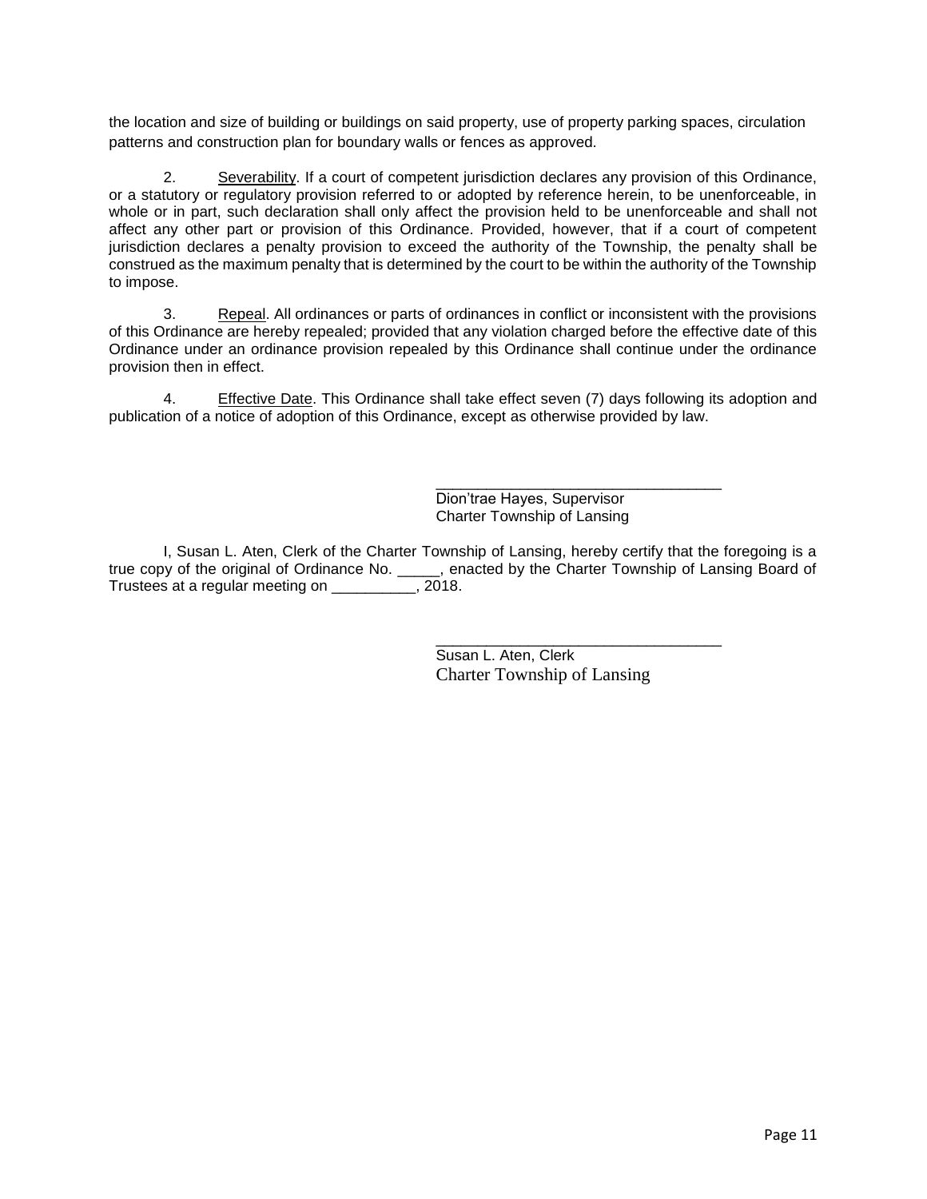the location and size of building or buildings on said property, use of property parking spaces, circulation patterns and construction plan for boundary walls or fences as approved.

2. Severability. If a court of competent jurisdiction declares any provision of this Ordinance, or a statutory or regulatory provision referred to or adopted by reference herein, to be unenforceable, in whole or in part, such declaration shall only affect the provision held to be unenforceable and shall not affect any other part or provision of this Ordinance. Provided, however, that if a court of competent jurisdiction declares a penalty provision to exceed the authority of the Township, the penalty shall be construed as the maximum penalty that is determined by the court to be within the authority of the Township to impose.

3. Repeal. All ordinances or parts of ordinances in conflict or inconsistent with the provisions of this Ordinance are hereby repealed; provided that any violation charged before the effective date of this Ordinance under an ordinance provision repealed by this Ordinance shall continue under the ordinance provision then in effect.

4. Effective Date. This Ordinance shall take effect seven (7) days following its adoption and publication of a notice of adoption of this Ordinance, except as otherwise provided by law.

\_\_\_\_\_\_\_\_\_\_\_\_\_\_\_\_\_\_\_\_\_\_\_\_\_\_\_\_\_\_\_\_\_\_
Dion'trae Hayes, Supervisor
Charter Township of Lansing

I, Susan L. Aten, Clerk of the Charter Township of Lansing, hereby certify that the foregoing is a true copy of the original of Ordinance No. _____, enacted by the Charter Township of Lansing Board of Trustees at a regular meeting on __________, 2018.

\_\_\_\_\_\_\_\_\_\_\_\_\_\_\_\_\_\_\_\_\_\_\_\_\_\_\_\_\_\_\_\_\_\_
Susan L. Aten, Clerk
Charter Township of Lansing